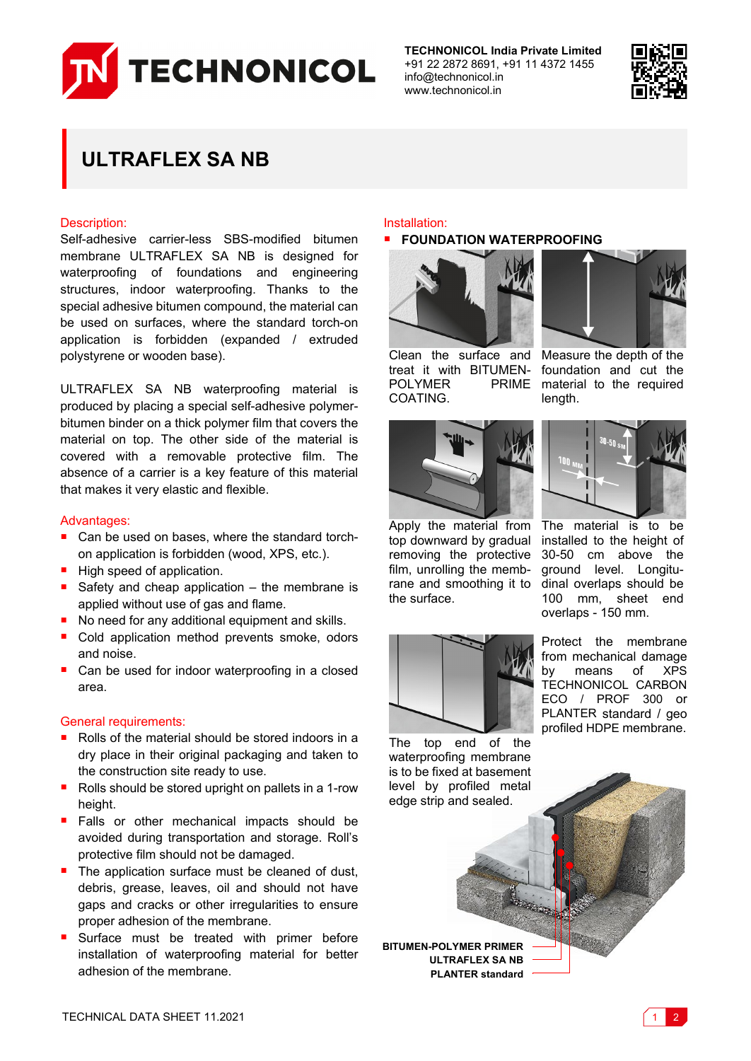TECHNONICOL

**TECHNONICOL India Private Limited**
+91 22 2872 8691, +91 11 4372 1455
info@technonicol.in
www.technonicol.in

# ULTRAFLEX SA NB

## Description:

Self-adhesive carrier-less SBS-modified bitumen membrane ULTRAFLEX SA NB is designed for waterproofing of foundations and engineering structures, indoor waterproofing. Thanks to the special adhesive bitumen compound, the material can be used on surfaces, where the standard torch-on application is forbidden (expanded / extruded polystyrene or wooden base).

ULTRAFLEX SA NB waterproofing material is produced by placing a special self-adhesive polymer-bitumen binder on a thick polymer film that covers the material on top. The other side of the material is covered with a removable protective film. The absence of a carrier is a key feature of this material that makes it very elastic and flexible.

## Advantages:

- Can be used on bases, where the standard torch-on application is forbidden (wood, XPS, etc.).
- High speed of application.
- Safety and cheap application – the membrane is applied without use of gas and flame.
- No need for any additional equipment and skills.
- Cold application method prevents smoke, odors and noise.
- Can be used for indoor waterproofing in a closed area.

## General requirements:

- Rolls of the material should be stored indoors in a dry place in their original packaging and taken to the construction site ready to use.
- Rolls should be stored upright on pallets in a 1-row height.
- Falls or other mechanical impacts should be avoided during transportation and storage. Roll's protective film should not be damaged.
- The application surface must be cleaned of dust, debris, grease, leaves, oil and should not have gaps and cracks or other irregularities to ensure proper adhesion of the membrane.
- Surface must be treated with primer before installation of waterproofing material for better adhesion of the membrane.

## Installation:

- **FOUNDATION WATERPROOFING**

Clean the surface and treat it with BITUMEN-POLYMER PRIME COATING.

Measure the depth of the foundation and cut the material to the required length.

Apply the material from top downward by gradual removing the protective film, unrolling the membrane and smoothing it to the surface.

The material is to be installed to the height of 30-50 cm above the ground level. Longitudinal overlaps should be 100 mm, sheet end overlaps - 150 mm.

The top end of the waterproofing membrane is to be fixed at basement level by profiled metal edge strip and sealed.

Protect the membrane from mechanical damage by means of XPS TECHNONICOL CARBON ECO / PROF 300 or PLANTER standard / geo profiled HDPE membrane.

BITUMEN-POLYMER PRIMER
ULTRAFLEX SA NB
PLANTER standard

TECHNICAL DATA SHEET 11.2021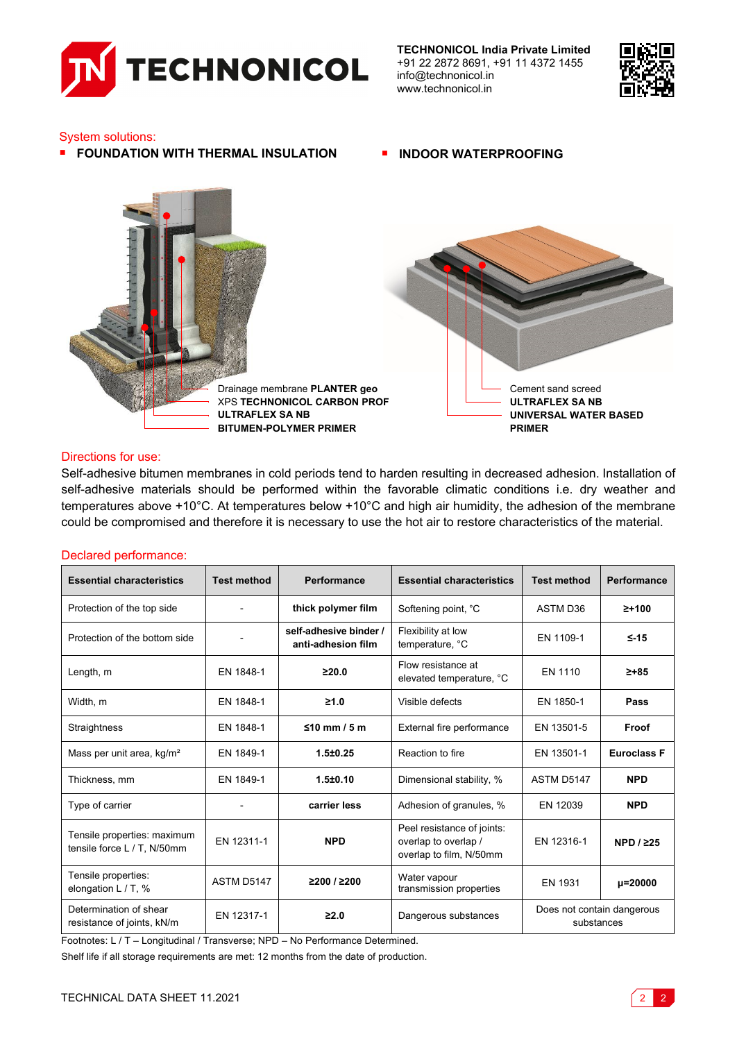**TECHNONICOL India Private Limited**
+91 22 2872 8691, +91 11 4372 1455
info@technonicol.in
www.technonicol.in

System solutions:

- **FOUNDATION WITH THERMAL INSULATION**
- **INDOOR WATERPROOFING**

Drainage membrane **PLANTER geo**
XPS **TECHNONICOL CARBON PROF**
**ULTRAFLEX SA NB**
**BITUMEN-POLYMER PRIMER**

Cement sand screed
**ULTRAFLEX SA NB**
**UNIVERSAL WATER BASED PRIMER**

Directions for use:

Self-adhesive bitumen membranes in cold periods tend to harden resulting in decreased adhesion. Installation of self-adhesive materials should be performed within the favorable climatic conditions i.e. dry weather and temperatures above +10°C. At temperatures below +10°C and high air humidity, the adhesion of the membrane could be compromised and therefore it is necessary to use the hot air to restore characteristics of the material.

Declared performance:

| Essential characteristics | Test method | Performance | Essential characteristics | Test method | Performance |
|---|---|---|---|---|---|
| Protection of the top side | - | **thick polymer film** | Softening point, °C | ASTM D36 | **≥+100** |
| Protection of the bottom side | - | **self-adhesive binder / anti-adhesion film** | Flexibility at low temperature, °C | EN 1109-1 | **≤-15** |
| Length, m | EN 1848-1 | **≥20.0** | Flow resistance at elevated temperature, °C | EN 1110 | **≥+85** |
| Width, m | EN 1848-1 | **≥1.0** | Visible defects | EN 1850-1 | **Pass** |
| Straightness | EN 1848-1 | **≤10 mm / 5 m** | External fire performance | EN 13501-5 | **Froof** |
| Mass per unit area, kg/m² | EN 1849-1 | **1.5±0.25** | Reaction to fire | EN 13501-1 | **Euroclass F** |
| Thickness, mm | EN 1849-1 | **1.5±0.10** | Dimensional stability, % | ASTM D5147 | **NPD** |
| Type of carrier | - | **carrier less** | Adhesion of granules, % | EN 12039 | **NPD** |
| Tensile properties: maximum tensile force L / T, N/50mm | EN 12311-1 | **NPD** | Peel resistance of joints: overlap to overlap / overlap to film, N/50mm | EN 12316-1 | **NPD / ≥25** |
| Tensile properties: elongation L / T, % | ASTM D5147 | **≥200 / ≥200** | Water vapour transmission properties | EN 1931 | **μ=20000** |
| Determination of shear resistance of joints, kN/m | EN 12317-1 | **≥2.0** | Dangerous substances | Does not contain dangerous substances | |

Footnotes: L / T – Longitudinal / Transverse; NPD – No Performance Determined.

Shelf life if all storage requirements are met: 12 months from the date of production.

TECHNICAL DATA SHEET 11.2021